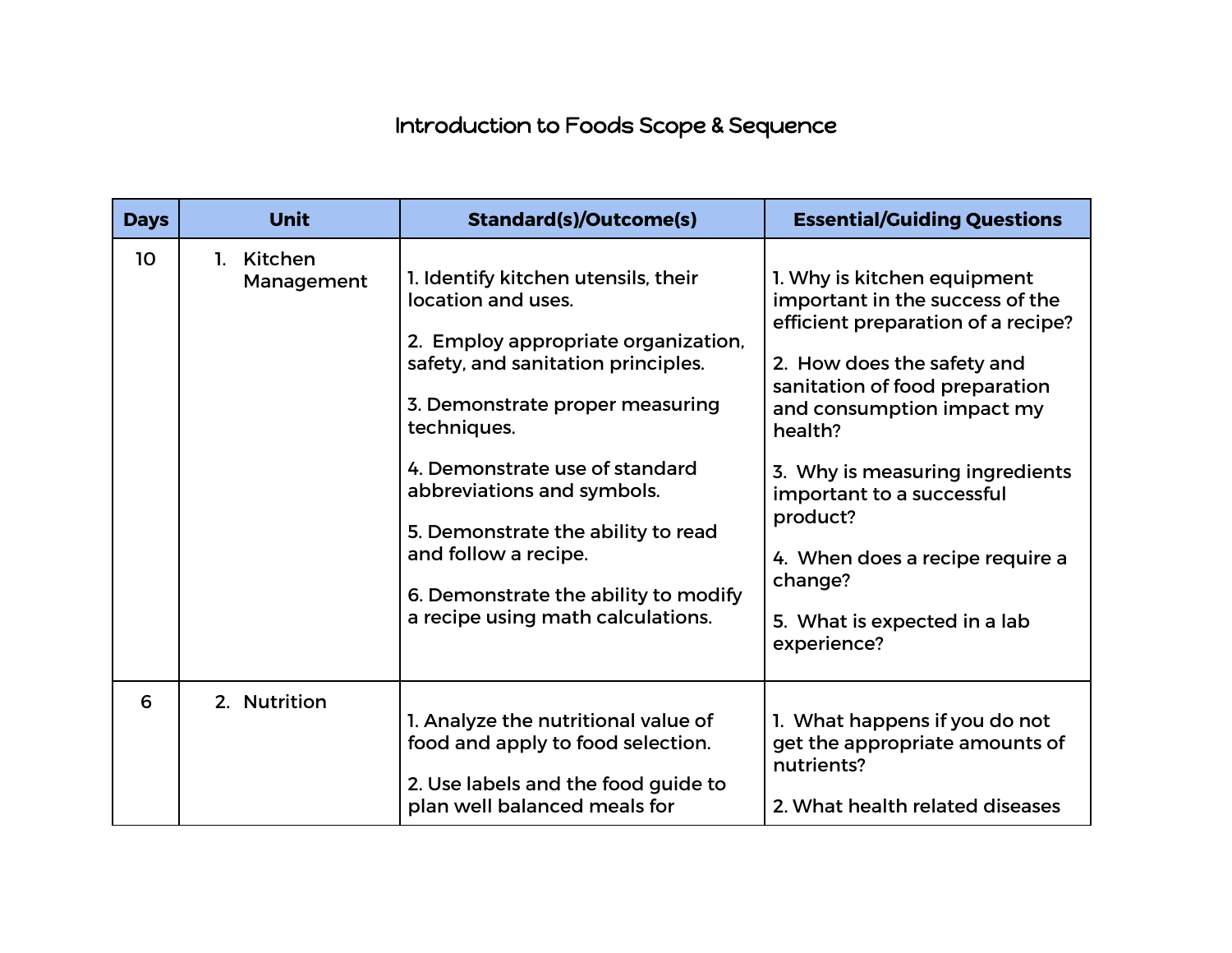# Introduction to Foods Scope & Sequence

| Days | Unit | Standard(s)/Outcome(s) | Essential/Guiding Questions |
|---|---|---|---|
| 10 | 1. Kitchen Management | 1. Identify kitchen utensils, their location and uses.<br><br>2. Employ appropriate organization, safety, and sanitation principles.<br><br>3. Demonstrate proper measuring techniques.<br><br>4. Demonstrate use of standard abbreviations and symbols.<br><br>5. Demonstrate the ability to read and follow a recipe.<br><br>6. Demonstrate the ability to modify a recipe using math calculations. | 1. Why is kitchen equipment important in the success of the efficient preparation of a recipe?<br><br>2. How does the safety and sanitation of food preparation and consumption impact my health?<br><br>3. Why is measuring ingredients important to a successful product?<br><br>4. When does a recipe require a change?<br><br>5. What is expected in a lab experience? |
| 6 | 2. Nutrition | 1. Analyze the nutritional value of food and apply to food selection.<br><br>2. Use labels and the food guide to plan well balanced meals for | 1. What happens if you do not get the appropriate amounts of nutrients?<br><br>2. What health related diseases |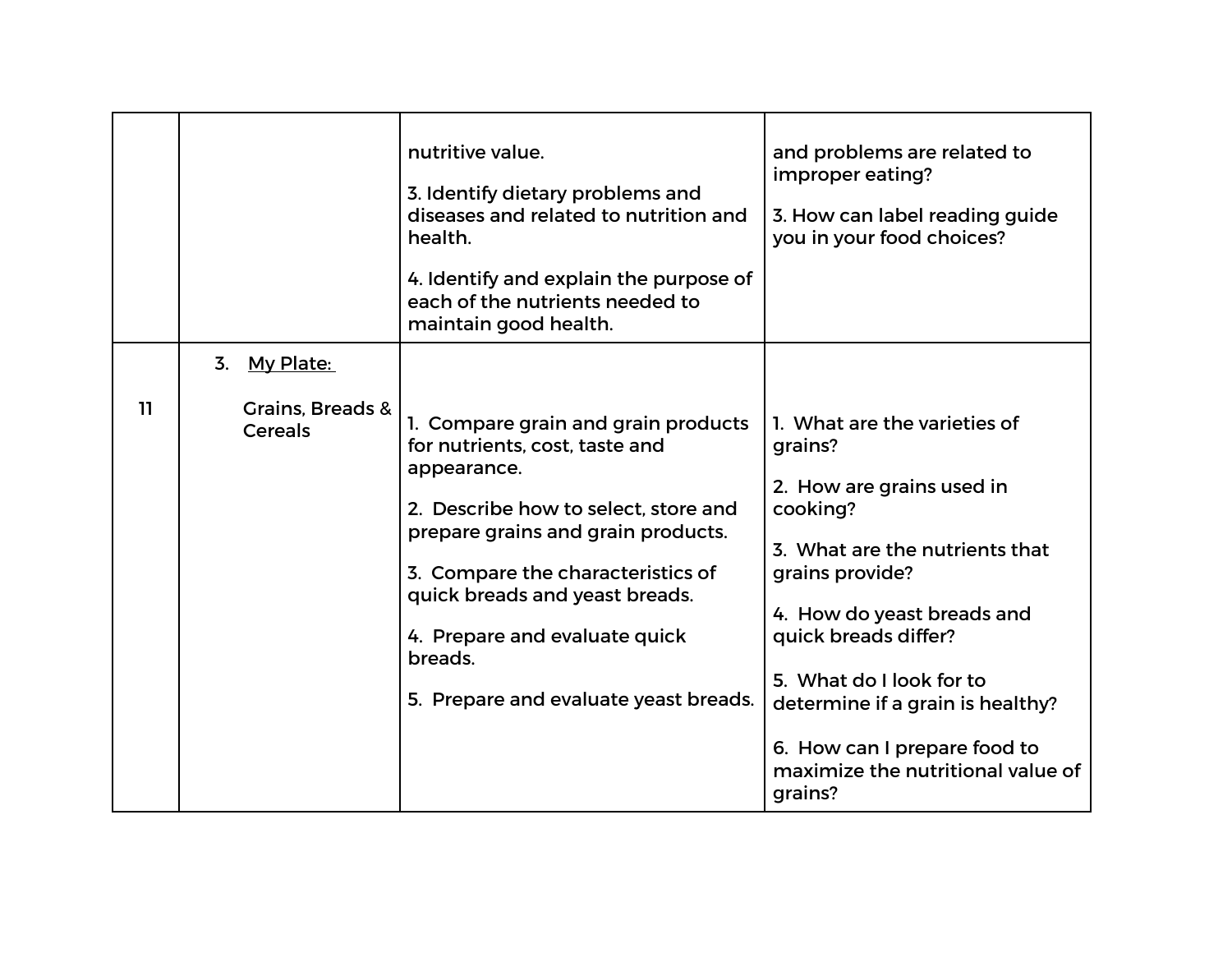| | | | |
|---|---|---|---|
| | | nutritive value.<br><br>3. Identify dietary problems and diseases and related to nutrition and health.<br><br>4. Identify and explain the purpose of each of the nutrients needed to maintain good health. | and problems are related to improper eating?<br><br>3. How can label reading guide you in your food choices? |
| 11 | 3. <u>My Plate:</u><br><br>Grains, Breads & Cereals | 1. Compare grain and grain products for nutrients, cost, taste and appearance.<br><br>2. Describe how to select, store and prepare grains and grain products.<br><br>3. Compare the characteristics of quick breads and yeast breads.<br><br>4. Prepare and evaluate quick breads.<br><br>5. Prepare and evaluate yeast breads. | 1. What are the varieties of grains?<br><br>2. How are grains used in cooking?<br><br>3. What are the nutrients that grains provide?<br><br>4. How do yeast breads and quick breads differ?<br><br>5. What do I look for to determine if a grain is healthy?<br><br>6. How can I prepare food to maximize the nutritional value of grains? |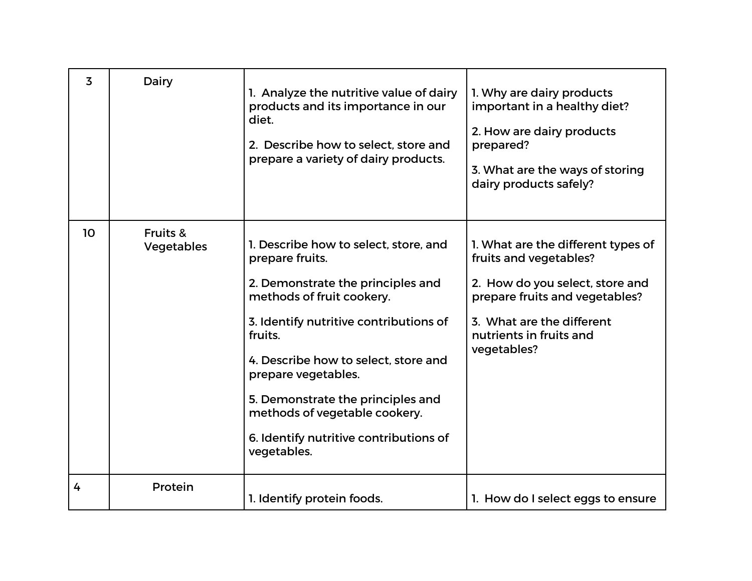| | | | |
|---|---|---|---|
| 3 | Dairy | 1. Analyze the nutritive value of dairy products and its importance in our diet.<br><br>2. Describe how to select, store and prepare a variety of dairy products. | 1. Why are dairy products important in a healthy diet?<br><br>2. How are dairy products prepared?<br><br>3. What are the ways of storing dairy products safely? |
| 10 | Fruits & Vegetables | 1. Describe how to select, store, and prepare fruits.<br><br>2. Demonstrate the principles and methods of fruit cookery.<br><br>3. Identify nutritive contributions of fruits.<br><br>4. Describe how to select, store and prepare vegetables.<br><br>5. Demonstrate the principles and methods of vegetable cookery.<br><br>6. Identify nutritive contributions of vegetables. | 1. What are the different types of fruits and vegetables?<br><br>2. How do you select, store and prepare fruits and vegetables?<br><br>3. What are the different nutrients in fruits and vegetables? |
| 4 | Protein | 1. Identify protein foods. | 1. How do I select eggs to ensure |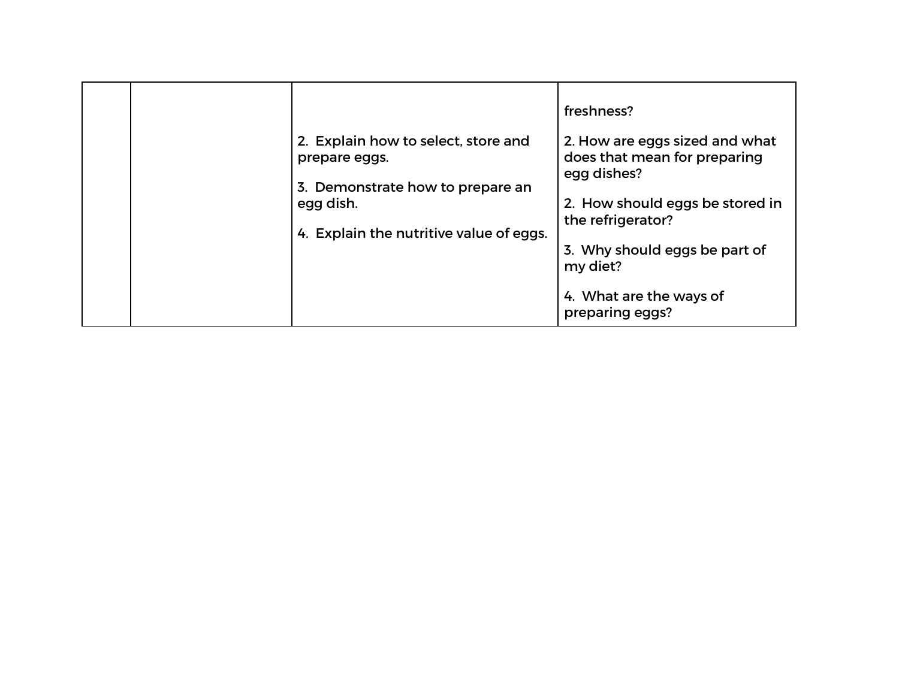| | | | |
|---|---|---|---|
| | | 2. Explain how to select, store and prepare eggs.<br><br>3. Demonstrate how to prepare an egg dish.<br><br>4. Explain the nutritive value of eggs. | freshness?<br><br>2. How are eggs sized and what does that mean for preparing egg dishes?<br><br>2. How should eggs be stored in the refrigerator?<br><br>3. Why should eggs be part of my diet?<br><br>4. What are the ways of preparing eggs? |